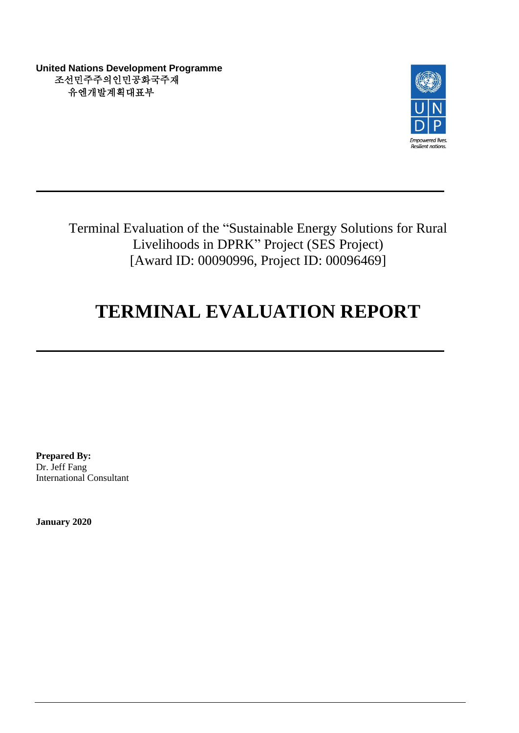**United Nations Development Programme**
조선민주주의인민공화국주재
유엔개발계획대표부

Terminal Evaluation of the "Sustainable Energy Solutions for Rural Livelihoods in DPRK" Project (SES Project)
[Award ID: 00090996, Project ID: 00096469]

# TERMINAL EVALUATION REPORT

**Prepared By:**
Dr. Jeff Fang
International Consultant

**January 2020**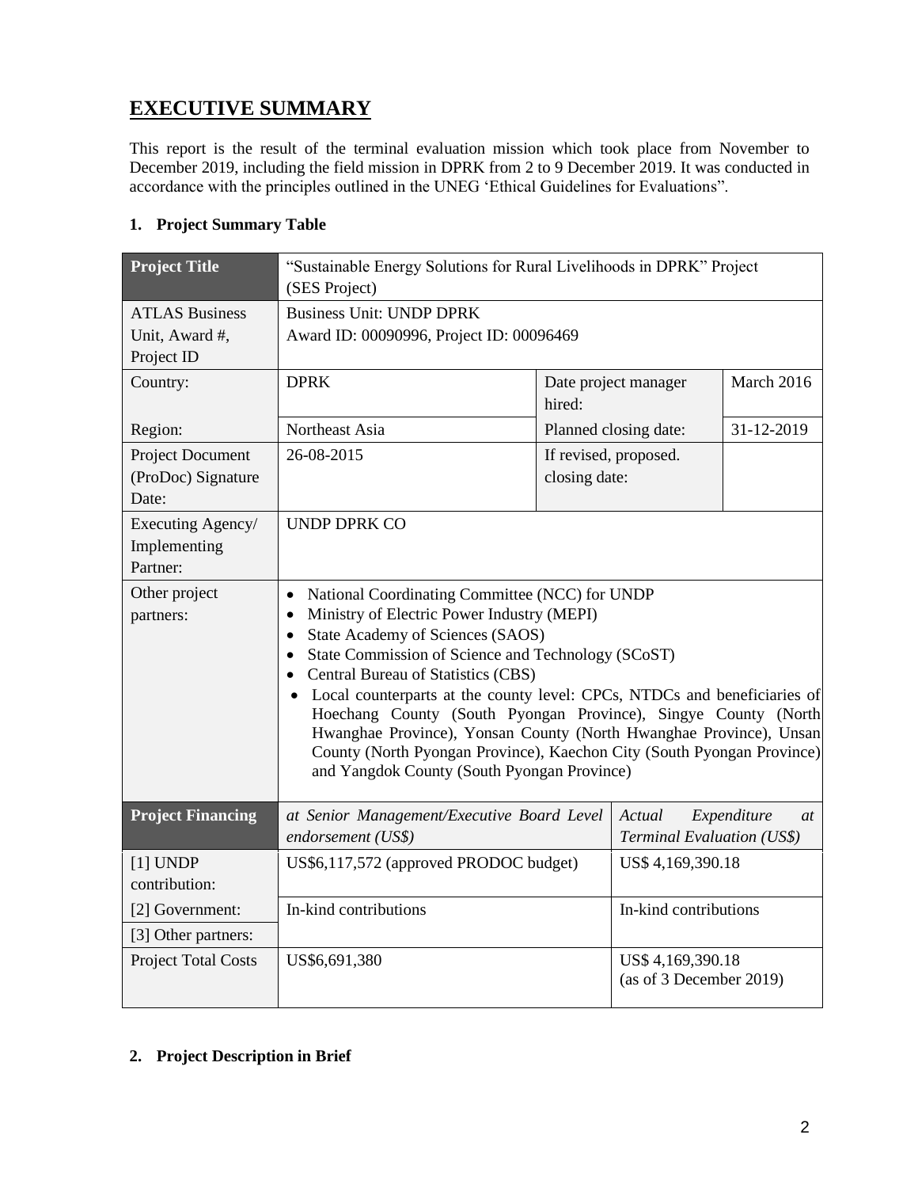# EXECUTIVE SUMMARY

This report is the result of the terminal evaluation mission which took place from November to December 2019, including the field mission in DPRK from 2 to 9 December 2019. It was conducted in accordance with the principles outlined in the UNEG 'Ethical Guidelines for Evaluations".

## 1. Project Summary Table

| **Project Title** | "Sustainable Energy Solutions for Rural Livelihoods in DPRK" Project (SES Project) | | |
|---|---|---|---|
| ATLAS Business Unit, Award #, Project ID | Business Unit: UNDP DPRK<br>Award ID: 00090996, Project ID: 00096469 | | |
| Country: | DPRK | Date project manager hired: | March 2016 |
| Region: | Northeast Asia | Planned closing date: | 31-12-2019 |
| Project Document (ProDoc) Signature Date: | 26-08-2015 | If revised, proposed. closing date: | |
| Executing Agency/ Implementing Partner: | UNDP DPRK CO | | |
| Other project partners: | • National Coordinating Committee (NCC) for UNDP<br>• Ministry of Electric Power Industry (MEPI)<br>• State Academy of Sciences (SAOS)<br>• State Commission of Science and Technology (SCoST)<br>• Central Bureau of Statistics (CBS)<br>• Local counterparts at the county level: CPCs, NTDCs and beneficiaries of Hoechang County (South Pyongan Province), Singye County (North Hwanghae Province), Yonsan County (North Hwanghae Province), Unsan County (North Pyongan Province), Kaechon City (South Pyongan Province) and Yangdok County (South Pyongan Province) | | |
| **Project Financing** | *at Senior Management/Executive Board Level endorsement (US$)* | *Actual Expenditure at Terminal Evaluation (US$)* | |
| [1] UNDP contribution: | US$6,117,572 (approved PRODOC budget) | US$ 4,169,390.18 | |
| [2] Government: | In-kind contributions | In-kind contributions | |
| [3] Other partners: | | | |
| Project Total Costs | US$6,691,380 | US$ 4,169,390.18<br>(as of 3 December 2019) | |

## 2. Project Description in Brief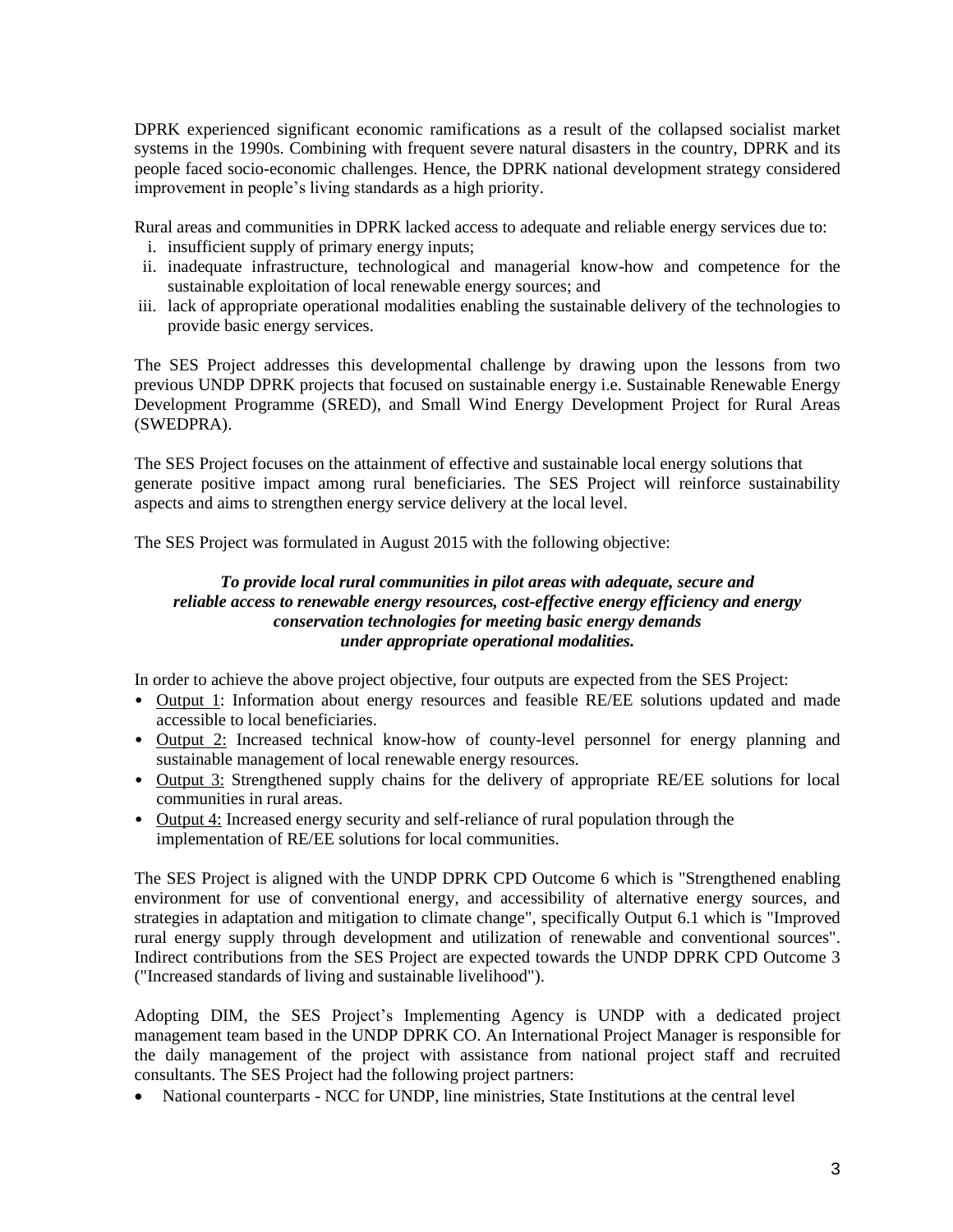DPRK experienced significant economic ramifications as a result of the collapsed socialist market systems in the 1990s. Combining with frequent severe natural disasters in the country, DPRK and its people faced socio-economic challenges. Hence, the DPRK national development strategy considered improvement in people's living standards as a high priority.

Rural areas and communities in DPRK lacked access to adequate and reliable energy services due to:

- i. insufficient supply of primary energy inputs;
- ii. inadequate infrastructure, technological and managerial know-how and competence for the sustainable exploitation of local renewable energy sources; and
- iii. lack of appropriate operational modalities enabling the sustainable delivery of the technologies to provide basic energy services.

The SES Project addresses this developmental challenge by drawing upon the lessons from two previous UNDP DPRK projects that focused on sustainable energy i.e. Sustainable Renewable Energy Development Programme (SRED), and Small Wind Energy Development Project for Rural Areas (SWEDPRA).

The SES Project focuses on the attainment of effective and sustainable local energy solutions that generate positive impact among rural beneficiaries. The SES Project will reinforce sustainability aspects and aims to strengthen energy service delivery at the local level.

The SES Project was formulated in August 2015 with the following objective:

***To provide local rural communities in pilot areas with adequate, secure and reliable access to renewable energy resources, cost-effective energy efficiency and energy conservation technologies for meeting basic energy demands under appropriate operational modalities.***

In order to achieve the above project objective, four outputs are expected from the SES Project:

- Output 1: Information about energy resources and feasible RE/EE solutions updated and made accessible to local beneficiaries.
- Output 2: Increased technical know-how of county-level personnel for energy planning and sustainable management of local renewable energy resources.
- Output 3: Strengthened supply chains for the delivery of appropriate RE/EE solutions for local communities in rural areas.
- Output 4: Increased energy security and self-reliance of rural population through the implementation of RE/EE solutions for local communities.

The SES Project is aligned with the UNDP DPRK CPD Outcome 6 which is "Strengthened enabling environment for use of conventional energy, and accessibility of alternative energy sources, and strategies in adaptation and mitigation to climate change", specifically Output 6.1 which is "Improved rural energy supply through development and utilization of renewable and conventional sources". Indirect contributions from the SES Project are expected towards the UNDP DPRK CPD Outcome 3 ("Increased standards of living and sustainable livelihood").

Adopting DIM, the SES Project's Implementing Agency is UNDP with a dedicated project management team based in the UNDP DPRK CO. An International Project Manager is responsible for the daily management of the project with assistance from national project staff and recruited consultants. The SES Project had the following project partners:

- National counterparts - NCC for UNDP, line ministries, State Institutions at the central level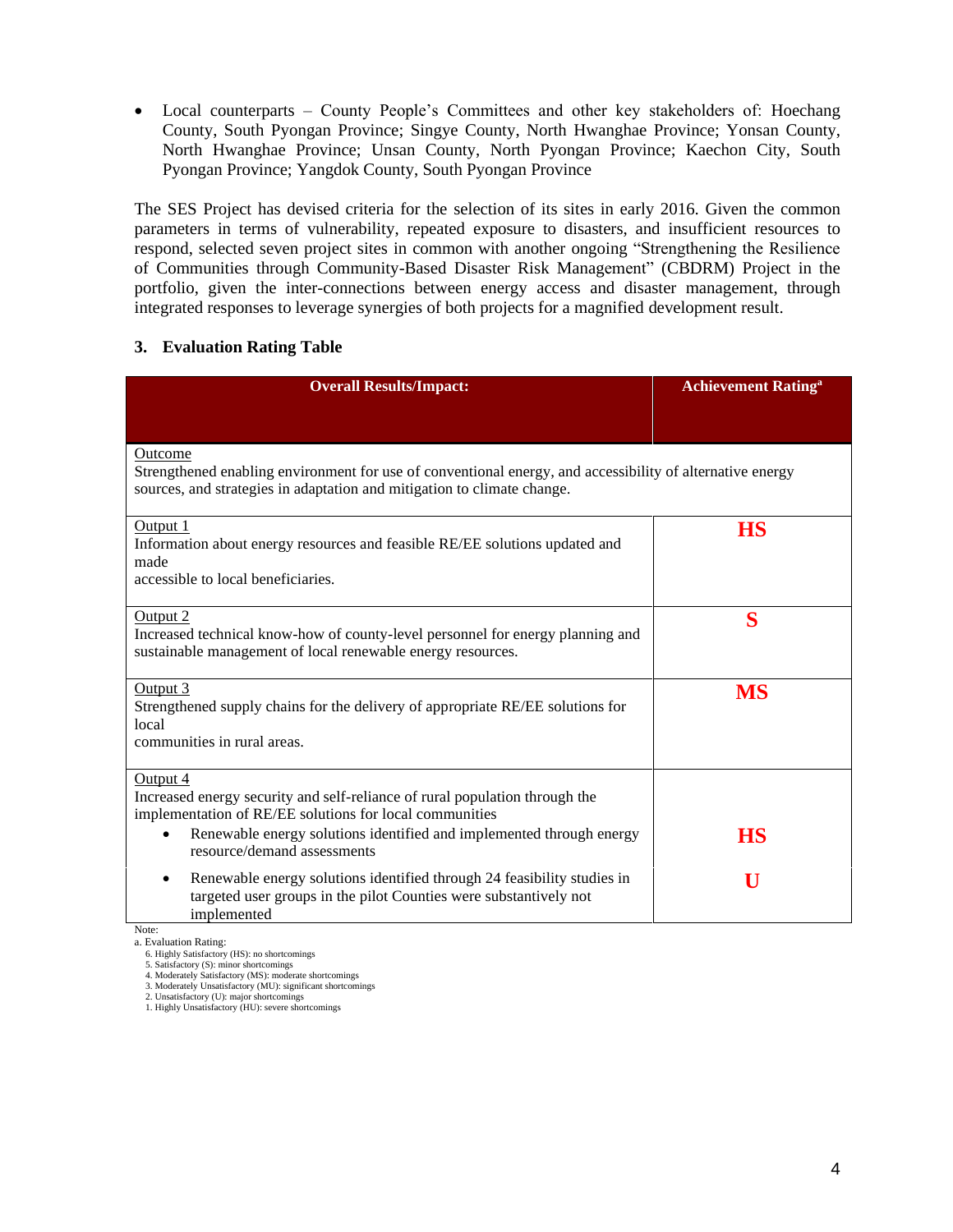- Local counterparts – County People's Committees and other key stakeholders of: Hoechang County, South Pyongan Province; Singye County, North Hwanghae Province; Yonsan County, North Hwanghae Province; Unsan County, North Pyongan Province; Kaechon City, South Pyongan Province; Yangdok County, South Pyongan Province

The SES Project has devised criteria for the selection of its sites in early 2016. Given the common parameters in terms of vulnerability, repeated exposure to disasters, and insufficient resources to respond, selected seven project sites in common with another ongoing "Strengthening the Resilience of Communities through Community-Based Disaster Risk Management" (CBDRM) Project in the portfolio, given the inter-connections between energy access and disaster management, through integrated responses to leverage synergies of both projects for a magnified development result.

### 3. Evaluation Rating Table

| Overall Results/Impact: | Achievement Rating[a] |
|---|---|
| Outcome<br>Strengthened enabling environment for use of conventional energy, and accessibility of alternative energy sources, and strategies in adaptation and mitigation to climate change. | |
| Output 1<br>Information about energy resources and feasible RE/EE solutions updated and made<br>accessible to local beneficiaries. | **HS** |
| Output 2<br>Increased technical know-how of county-level personnel for energy planning and sustainable management of local renewable energy resources. | **S** |
| Output 3<br>Strengthened supply chains for the delivery of appropriate RE/EE solutions for local<br>communities in rural areas. | **MS** |
| Output 4<br>Increased energy security and self-reliance of rural population through the implementation of RE/EE solutions for local communities<br>• Renewable energy solutions identified and implemented through energy resource/demand assessments | **HS** |
| • Renewable energy solutions identified through 24 feasibility studies in targeted user groups in the pilot Counties were substantively not implemented | **U** |

Note:
a. Evaluation Rating:
6. Highly Satisfactory (HS): no shortcomings
5. Satisfactory (S): minor shortcomings
4. Moderately Satisfactory (MS): moderate shortcomings
3. Moderately Unsatisfactory (MU): significant shortcomings
2. Unsatisfactory (U): major shortcomings
1. Highly Unsatisfactory (HU): severe shortcomings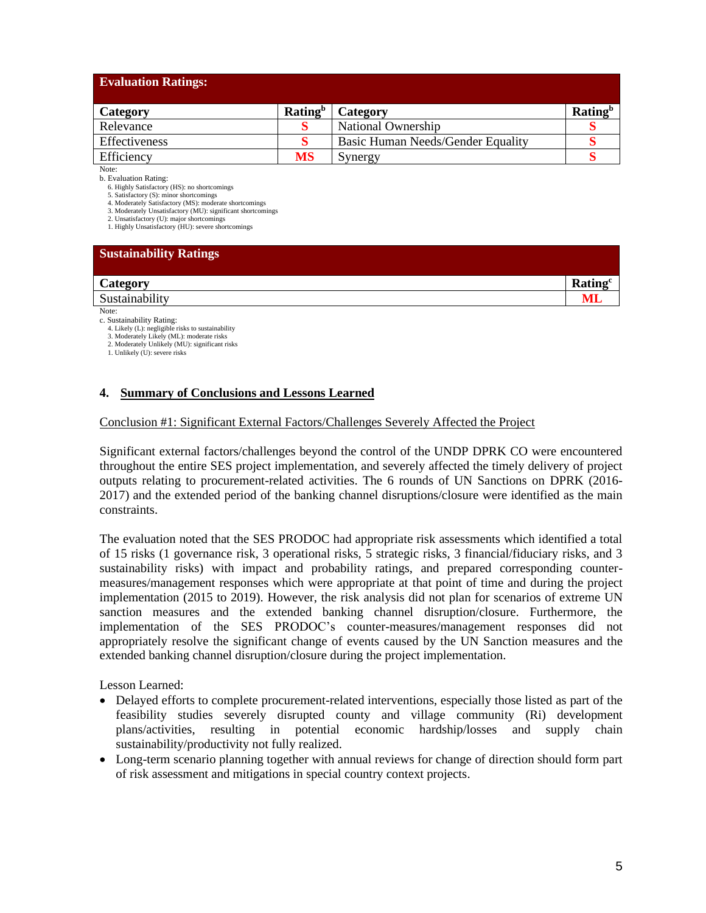**Evaluation Ratings:**

| Category | Rating[b] | Category | Rating[b] |
|---|---|---|---|
| Relevance | S | National Ownership | S |
| Effectiveness | S | Basic Human Needs/Gender Equality | S |
| Efficiency | MS | Synergy | S |

Note:
b. Evaluation Rating:
6. Highly Satisfactory (HS): no shortcomings
5. Satisfactory (S): minor shortcomings
4. Moderately Satisfactory (MS): moderate shortcomings
3. Moderately Unsatisfactory (MU): significant shortcomings
2. Unsatisfactory (U): major shortcomings
1. Highly Unsatisfactory (HU): severe shortcomings

**Sustainability Ratings**

| Category | Rating[c] |
|---|---|
| Sustainability | ML |

Note:
c. Sustainability Rating:
4. Likely (L): negligible risks to sustainability
3. Moderately Likely (ML): moderate risks
2. Moderately Unlikely (MU): significant risks
1. Unlikely (U): severe risks

## 4. Summary of Conclusions and Lessons Learned

Conclusion #1: Significant External Factors/Challenges Severely Affected the Project

Significant external factors/challenges beyond the control of the UNDP DPRK CO were encountered throughout the entire SES project implementation, and severely affected the timely delivery of project outputs relating to procurement-related activities. The 6 rounds of UN Sanctions on DPRK (2016-2017) and the extended period of the banking channel disruptions/closure were identified as the main constraints.

The evaluation noted that the SES PRODOC had appropriate risk assessments which identified a total of 15 risks (1 governance risk, 3 operational risks, 5 strategic risks, 3 financial/fiduciary risks, and 3 sustainability risks) with impact and probability ratings, and prepared corresponding counter-measures/management responses which were appropriate at that point of time and during the project implementation (2015 to 2019). However, the risk analysis did not plan for scenarios of extreme UN sanction measures and the extended banking channel disruption/closure. Furthermore, the implementation of the SES PRODOC's counter-measures/management responses did not appropriately resolve the significant change of events caused by the UN Sanction measures and the extended banking channel disruption/closure during the project implementation.

Lesson Learned:

- Delayed efforts to complete procurement-related interventions, especially those listed as part of the feasibility studies severely disrupted county and village community (Ri) development plans/activities, resulting in potential economic hardship/losses and supply chain sustainability/productivity not fully realized.
- Long-term scenario planning together with annual reviews for change of direction should form part of risk assessment and mitigations in special country context projects.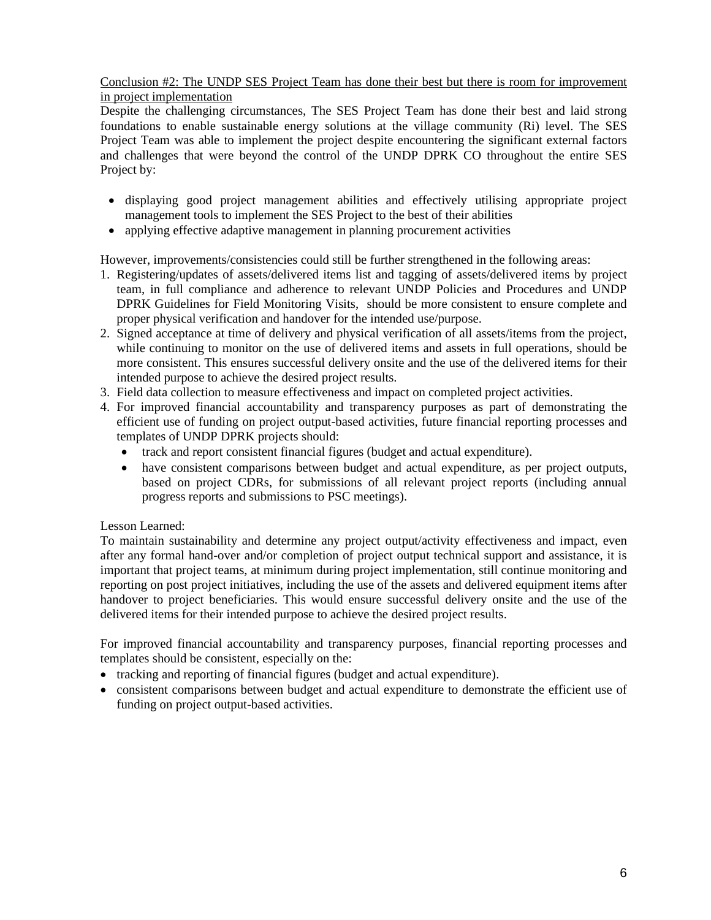<u>Conclusion #2: The UNDP SES Project Team has done their best but there is room for improvement in project implementation</u>

Despite the challenging circumstances, The SES Project Team has done their best and laid strong foundations to enable sustainable energy solutions at the village community (Ri) level. The SES Project Team was able to implement the project despite encountering the significant external factors and challenges that were beyond the control of the UNDP DPRK CO throughout the entire SES Project by:

- displaying good project management abilities and effectively utilising appropriate project management tools to implement the SES Project to the best of their abilities
- applying effective adaptive management in planning procurement activities

However, improvements/consistencies could still be further strengthened in the following areas:

1. Registering/updates of assets/delivered items list and tagging of assets/delivered items by project team, in full compliance and adherence to relevant UNDP Policies and Procedures and UNDP DPRK Guidelines for Field Monitoring Visits, should be more consistent to ensure complete and proper physical verification and handover for the intended use/purpose.
2. Signed acceptance at time of delivery and physical verification of all assets/items from the project, while continuing to monitor on the use of delivered items and assets in full operations, should be more consistent. This ensures successful delivery onsite and the use of the delivered items for their intended purpose to achieve the desired project results.
3. Field data collection to measure effectiveness and impact on completed project activities.
4. For improved financial accountability and transparency purposes as part of demonstrating the efficient use of funding on project output-based activities, future financial reporting processes and templates of UNDP DPRK projects should:
   - track and report consistent financial figures (budget and actual expenditure).
   - have consistent comparisons between budget and actual expenditure, as per project outputs, based on project CDRs, for submissions of all relevant project reports (including annual progress reports and submissions to PSC meetings).

Lesson Learned:

To maintain sustainability and determine any project output/activity effectiveness and impact, even after any formal hand-over and/or completion of project output technical support and assistance, it is important that project teams, at minimum during project implementation, still continue monitoring and reporting on post project initiatives, including the use of the assets and delivered equipment items after handover to project beneficiaries. This would ensure successful delivery onsite and the use of the delivered items for their intended purpose to achieve the desired project results.

For improved financial accountability and transparency purposes, financial reporting processes and templates should be consistent, especially on the:

- tracking and reporting of financial figures (budget and actual expenditure).
- consistent comparisons between budget and actual expenditure to demonstrate the efficient use of funding on project output-based activities.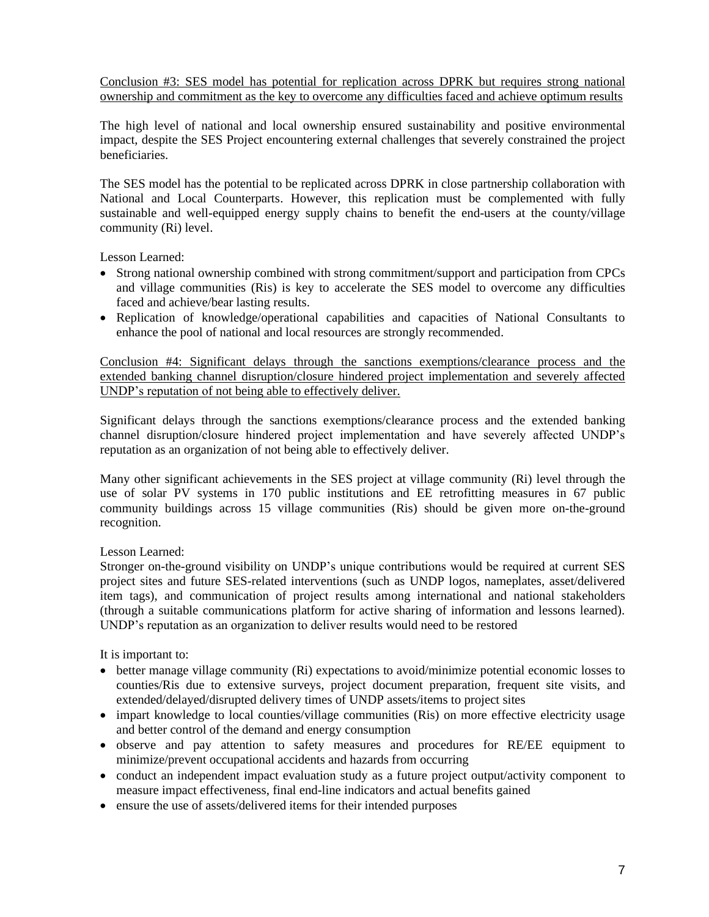<u>Conclusion #3: SES model has potential for replication across DPRK but requires strong national ownership and commitment as the key to overcome any difficulties faced and achieve optimum results</u>

The high level of national and local ownership ensured sustainability and positive environmental impact, despite the SES Project encountering external challenges that severely constrained the project beneficiaries.

The SES model has the potential to be replicated across DPRK in close partnership collaboration with National and Local Counterparts. However, this replication must be complemented with fully sustainable and well-equipped energy supply chains to benefit the end-users at the county/village community (Ri) level.

Lesson Learned:

- Strong national ownership combined with strong commitment/support and participation from CPCs and village communities (Ris) is key to accelerate the SES model to overcome any difficulties faced and achieve/bear lasting results.
- Replication of knowledge/operational capabilities and capacities of National Consultants to enhance the pool of national and local resources are strongly recommended.

<u>Conclusion #4: Significant delays through the sanctions exemptions/clearance process and the extended banking channel disruption/closure hindered project implementation and severely affected UNDP's reputation of not being able to effectively deliver.</u>

Significant delays through the sanctions exemptions/clearance process and the extended banking channel disruption/closure hindered project implementation and have severely affected UNDP's reputation as an organization of not being able to effectively deliver.

Many other significant achievements in the SES project at village community (Ri) level through the use of solar PV systems in 170 public institutions and EE retrofitting measures in 67 public community buildings across 15 village communities (Ris) should be given more on-the-ground recognition.

Lesson Learned:
Stronger on-the-ground visibility on UNDP's unique contributions would be required at current SES project sites and future SES-related interventions (such as UNDP logos, nameplates, asset/delivered item tags), and communication of project results among international and national stakeholders (through a suitable communications platform for active sharing of information and lessons learned). UNDP's reputation as an organization to deliver results would need to be restored

It is important to:

- better manage village community (Ri) expectations to avoid/minimize potential economic losses to counties/Ris due to extensive surveys, project document preparation, frequent site visits, and extended/delayed/disrupted delivery times of UNDP assets/items to project sites
- impart knowledge to local counties/village communities (Ris) on more effective electricity usage and better control of the demand and energy consumption
- observe and pay attention to safety measures and procedures for RE/EE equipment to minimize/prevent occupational accidents and hazards from occurring
- conduct an independent impact evaluation study as a future project output/activity component to measure impact effectiveness, final end-line indicators and actual benefits gained
- ensure the use of assets/delivered items for their intended purposes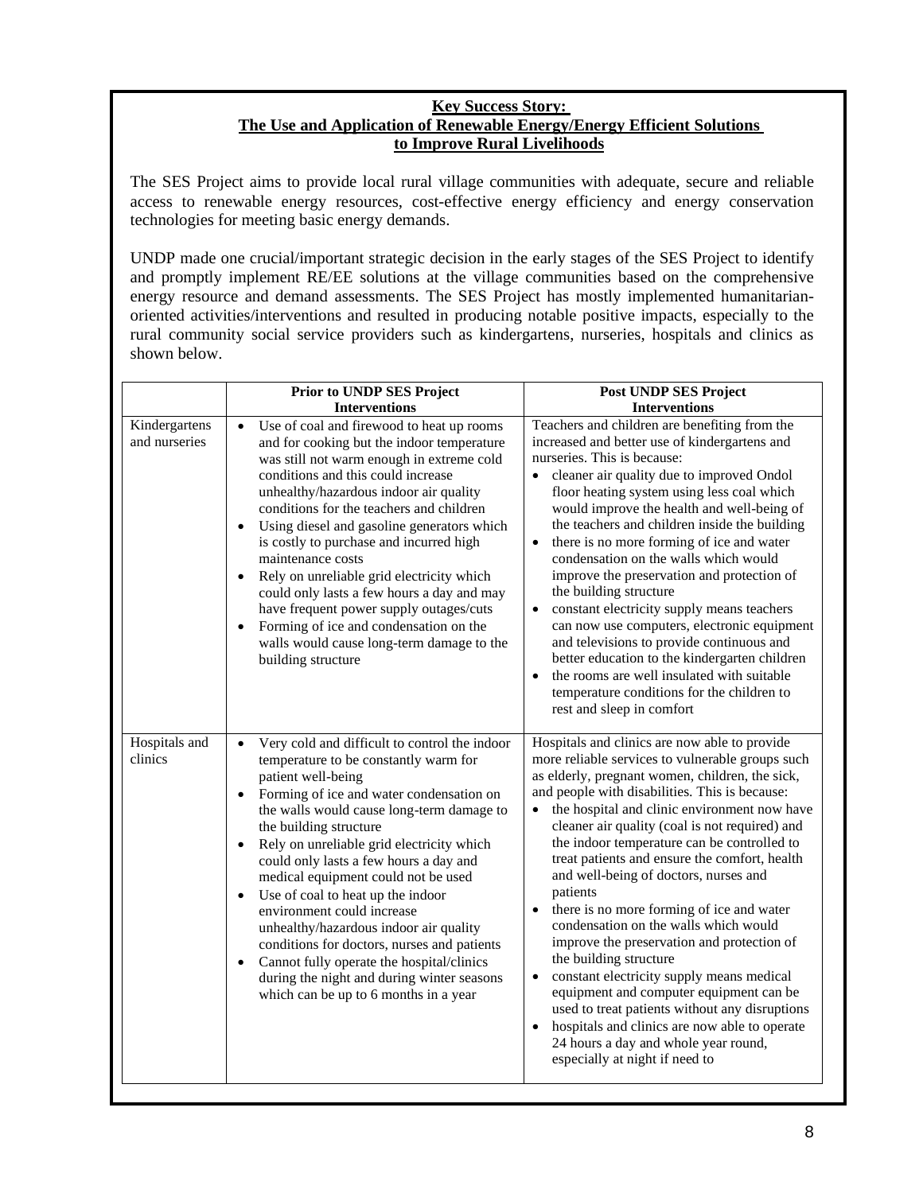**Key Success Story:**
**The Use and Application of Renewable Energy/Energy Efficient Solutions to Improve Rural Livelihoods**

The SES Project aims to provide local rural village communities with adequate, secure and reliable access to renewable energy resources, cost-effective energy efficiency and energy conservation technologies for meeting basic energy demands.

UNDP made one crucial/important strategic decision in the early stages of the SES Project to identify and promptly implement RE/EE solutions at the village communities based on the comprehensive energy resource and demand assessments. The SES Project has mostly implemented humanitarian-oriented activities/interventions and resulted in producing notable positive impacts, especially to the rural community social service providers such as kindergartens, nurseries, hospitals and clinics as shown below.

| | Prior to UNDP SES Project Interventions | Post UNDP SES Project Interventions |
|---|---|---|
| Kindergartens and nurseries | • Use of coal and firewood to heat up rooms and for cooking but the indoor temperature was still not warm enough in extreme cold conditions and this could increase unhealthy/hazardous indoor air quality conditions for the teachers and children<br>• Using diesel and gasoline generators which is costly to purchase and incurred high maintenance costs<br>• Rely on unreliable grid electricity which could only lasts a few hours a day and may have frequent power supply outages/cuts<br>• Forming of ice and condensation on the walls would cause long-term damage to the building structure | Teachers and children are benefiting from the increased and better use of kindergartens and nurseries. This is because:<br>• cleaner air quality due to improved Ondol floor heating system using less coal which would improve the health and well-being of the teachers and children inside the building<br>• there is no more forming of ice and water condensation on the walls which would improve the preservation and protection of the building structure<br>• constant electricity supply means teachers can now use computers, electronic equipment and televisions to provide continuous and better education to the kindergarten children<br>• the rooms are well insulated with suitable temperature conditions for the children to rest and sleep in comfort |
| Hospitals and clinics | • Very cold and difficult to control the indoor temperature to be constantly warm for patient well-being<br>• Forming of ice and water condensation on the walls would cause long-term damage to the building structure<br>• Rely on unreliable grid electricity which could only lasts a few hours a day and medical equipment could not be used<br>• Use of coal to heat up the indoor environment could increase unhealthy/hazardous indoor air quality conditions for doctors, nurses and patients<br>• Cannot fully operate the hospital/clinics during the night and during winter seasons which can be up to 6 months in a year | Hospitals and clinics are now able to provide more reliable services to vulnerable groups such as elderly, pregnant women, children, the sick, and people with disabilities. This is because:<br>• the hospital and clinic environment now have cleaner air quality (coal is not required) and the indoor temperature can be controlled to treat patients and ensure the comfort, health and well-being of doctors, nurses and patients<br>• there is no more forming of ice and water condensation on the walls which would improve the preservation and protection of the building structure<br>• constant electricity supply means medical equipment and computer equipment can be used to treat patients without any disruptions<br>• hospitals and clinics are now able to operate 24 hours a day and whole year round, especially at night if need to |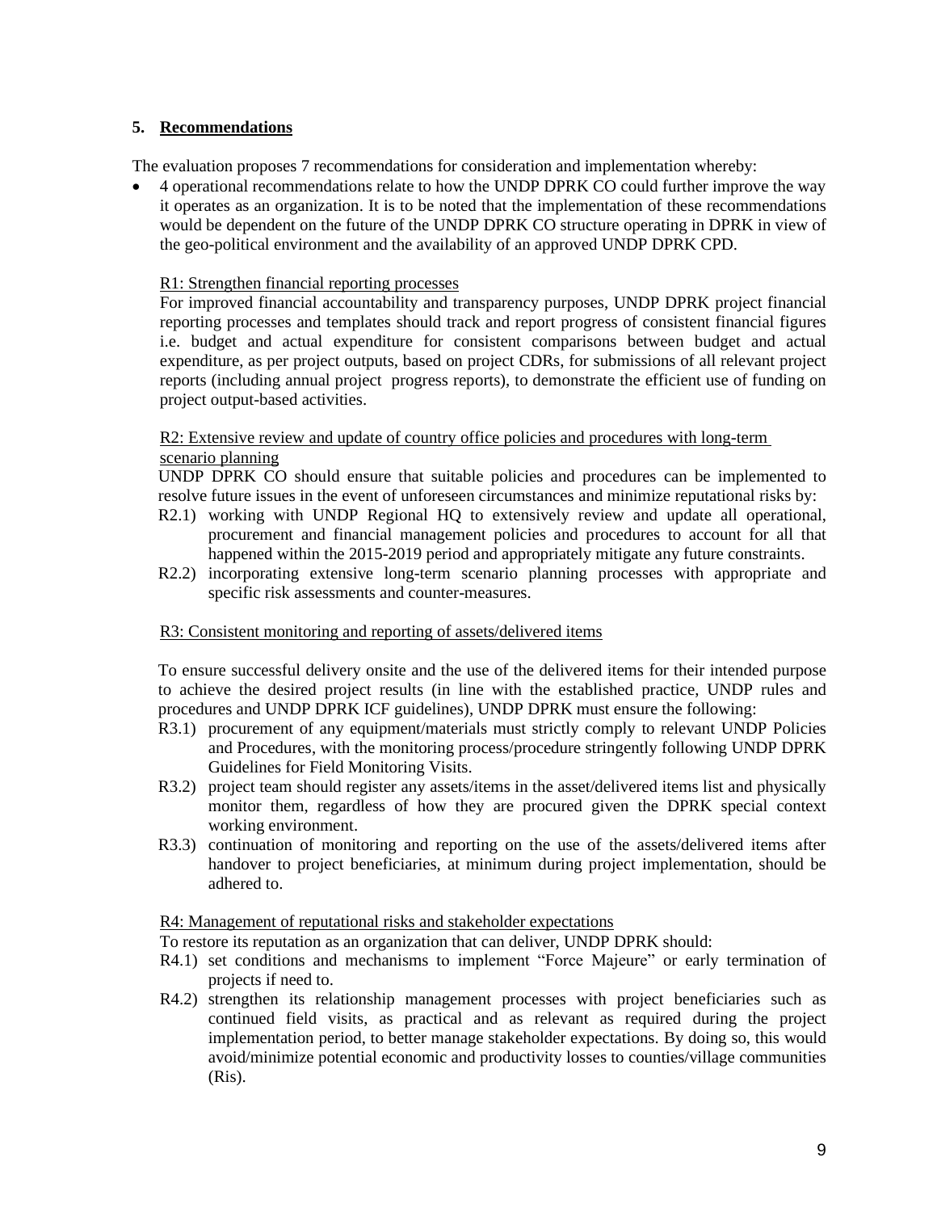## 5. Recommendations

The evaluation proposes 7 recommendations for consideration and implementation whereby:

- 4 operational recommendations relate to how the UNDP DPRK CO could further improve the way it operates as an organization. It is to be noted that the implementation of these recommendations would be dependent on the future of the UNDP DPRK CO structure operating in DPRK in view of the geo-political environment and the availability of an approved UNDP DPRK CPD.

<u>R1: Strengthen financial reporting processes</u>

For improved financial accountability and transparency purposes, UNDP DPRK project financial reporting processes and templates should track and report progress of consistent financial figures i.e. budget and actual expenditure for consistent comparisons between budget and actual expenditure, as per project outputs, based on project CDRs, for submissions of all relevant project reports (including annual project progress reports), to demonstrate the efficient use of funding on project output-based activities.

<u>R2: Extensive review and update of country office policies and procedures with long-term scenario planning</u>

UNDP DPRK CO should ensure that suitable policies and procedures can be implemented to resolve future issues in the event of unforeseen circumstances and minimize reputational risks by:

R2.1) working with UNDP Regional HQ to extensively review and update all operational, procurement and financial management policies and procedures to account for all that happened within the 2015-2019 period and appropriately mitigate any future constraints.

R2.2) incorporating extensive long-term scenario planning processes with appropriate and specific risk assessments and counter-measures.

<u>R3: Consistent monitoring and reporting of assets/delivered items</u>

To ensure successful delivery onsite and the use of the delivered items for their intended purpose to achieve the desired project results (in line with the established practice, UNDP rules and procedures and UNDP DPRK ICF guidelines), UNDP DPRK must ensure the following:

R3.1) procurement of any equipment/materials must strictly comply to relevant UNDP Policies and Procedures, with the monitoring process/procedure stringently following UNDP DPRK Guidelines for Field Monitoring Visits.

R3.2) project team should register any assets/items in the asset/delivered items list and physically monitor them, regardless of how they are procured given the DPRK special context working environment.

R3.3) continuation of monitoring and reporting on the use of the assets/delivered items after handover to project beneficiaries, at minimum during project implementation, should be adhered to.

<u>R4: Management of reputational risks and stakeholder expectations</u>

To restore its reputation as an organization that can deliver, UNDP DPRK should:

R4.1) set conditions and mechanisms to implement "Force Majeure" or early termination of projects if need to.

R4.2) strengthen its relationship management processes with project beneficiaries such as continued field visits, as practical and as relevant as required during the project implementation period, to better manage stakeholder expectations. By doing so, this would avoid/minimize potential economic and productivity losses to counties/village communities (Ris).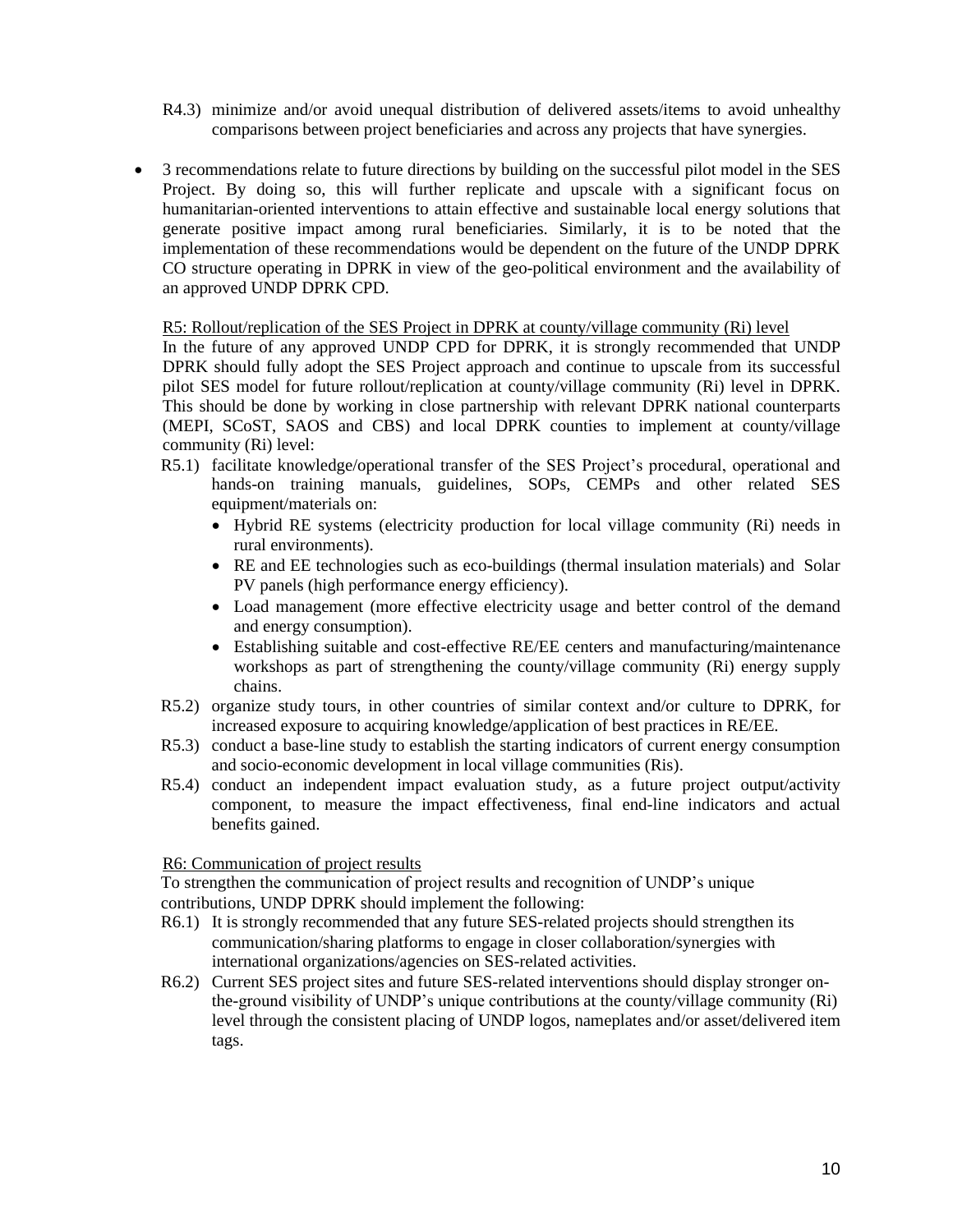R4.3) minimize and/or avoid unequal distribution of delivered assets/items to avoid unhealthy comparisons between project beneficiaries and across any projects that have synergies.

- 3 recommendations relate to future directions by building on the successful pilot model in the SES Project. By doing so, this will further replicate and upscale with a significant focus on humanitarian-oriented interventions to attain effective and sustainable local energy solutions that generate positive impact among rural beneficiaries. Similarly, it is to be noted that the implementation of these recommendations would be dependent on the future of the UNDP DPRK CO structure operating in DPRK in view of the geo-political environment and the availability of an approved UNDP DPRK CPD.

<u>R5: Rollout/replication of the SES Project in DPRK at county/village community (Ri) level</u>

In the future of any approved UNDP CPD for DPRK, it is strongly recommended that UNDP DPRK should fully adopt the SES Project approach and continue to upscale from its successful pilot SES model for future rollout/replication at county/village community (Ri) level in DPRK. This should be done by working in close partnership with relevant DPRK national counterparts (MEPI, SCoST, SAOS and CBS) and local DPRK counties to implement at county/village community (Ri) level:

R5.1) facilitate knowledge/operational transfer of the SES Project's procedural, operational and hands-on training manuals, guidelines, SOPs, CEMPs and other related SES equipment/materials on:

- Hybrid RE systems (electricity production for local village community (Ri) needs in rural environments).
- RE and EE technologies such as eco-buildings (thermal insulation materials) and Solar PV panels (high performance energy efficiency).
- Load management (more effective electricity usage and better control of the demand and energy consumption).
- Establishing suitable and cost-effective RE/EE centers and manufacturing/maintenance workshops as part of strengthening the county/village community (Ri) energy supply chains.

R5.2) organize study tours, in other countries of similar context and/or culture to DPRK, for increased exposure to acquiring knowledge/application of best practices in RE/EE.

R5.3) conduct a base-line study to establish the starting indicators of current energy consumption and socio-economic development in local village communities (Ris).

R5.4) conduct an independent impact evaluation study, as a future project output/activity component, to measure the impact effectiveness, final end-line indicators and actual benefits gained.

<u>R6: Communication of project results</u>

To strengthen the communication of project results and recognition of UNDP's unique contributions, UNDP DPRK should implement the following:

R6.1) It is strongly recommended that any future SES-related projects should strengthen its communication/sharing platforms to engage in closer collaboration/synergies with international organizations/agencies on SES-related activities.

R6.2) Current SES project sites and future SES-related interventions should display stronger on-the-ground visibility of UNDP's unique contributions at the county/village community (Ri) level through the consistent placing of UNDP logos, nameplates and/or asset/delivered item tags.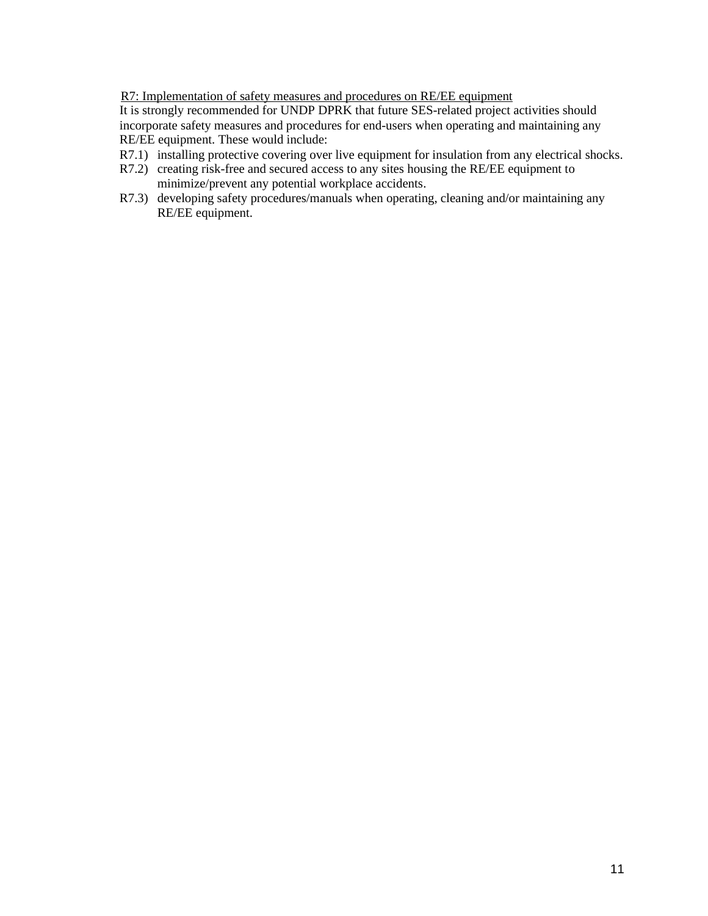R7: Implementation of safety measures and procedures on RE/EE equipment

It is strongly recommended for UNDP DPRK that future SES-related project activities should incorporate safety measures and procedures for end-users when operating and maintaining any RE/EE equipment. These would include:

R7.1) installing protective covering over live equipment for insulation from any electrical shocks.

R7.2) creating risk-free and secured access to any sites housing the RE/EE equipment to minimize/prevent any potential workplace accidents.

R7.3) developing safety procedures/manuals when operating, cleaning and/or maintaining any RE/EE equipment.